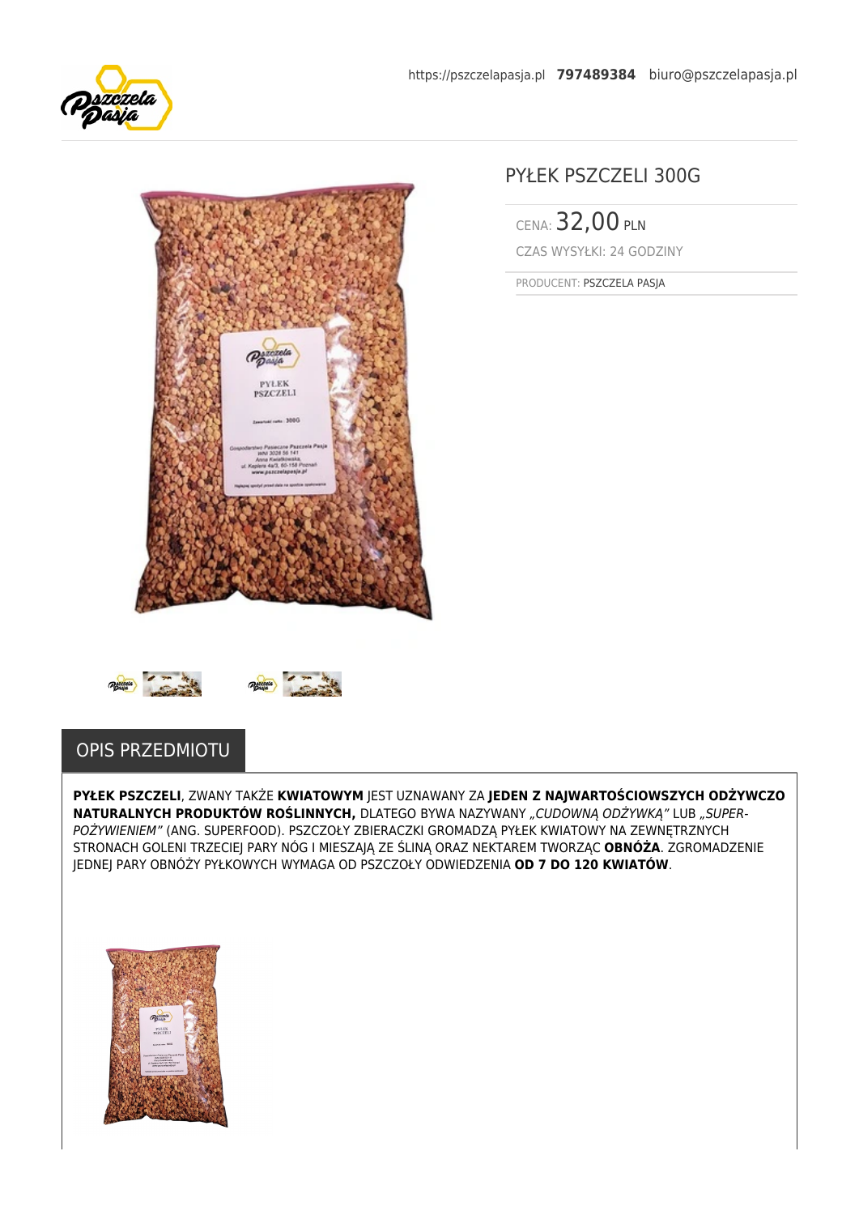https://pszczelapasja.pl **797489384** biuro@pszczelapasja.pl

# PYŁEK PSZCZELI 300G

CENA: 32,00 PLN

CZAS WYSYŁKI: 24 GODZINY

PRODUCENT: PSZCZELA PASJA

## OPIS PRZEDMIOTU

**PYŁEK PSZCZELI**, ZWANY TAKŻE **KWIATOWYM** JEST UZNAWANY ZA **JEDEN Z NAJWARTOŚCIOWSZYCH ODŻYWCZO NATURALNYCH PRODUKTÓW ROŚLINNYCH,** DLATEGO BYWA NAZYWANY *„CUDOWNĄ ODŻYWKĄ”* LUB *„SUPER-POŻYWIENIEM”* (ANG. SUPERFOOD). PSZCZOŁY ZBIERACZKI GROMADZĄ PYŁEK KWIATOWY NA ZEWNĘTRZNYCH STRONACH GOLENI TRZECIEJ PARY NÓG I MIESZAJĄ ZE ŚLINĄ ORAZ NEKTAREM TWORZĄC **OBNÓŻA**. ZGROMADZENIE JEDNEJ PARY OBNÓŻY PYŁKOWYCH WYMAGA OD PSZCZOŁY ODWIEDZENIA **OD 7 DO 120 KWIATÓW**.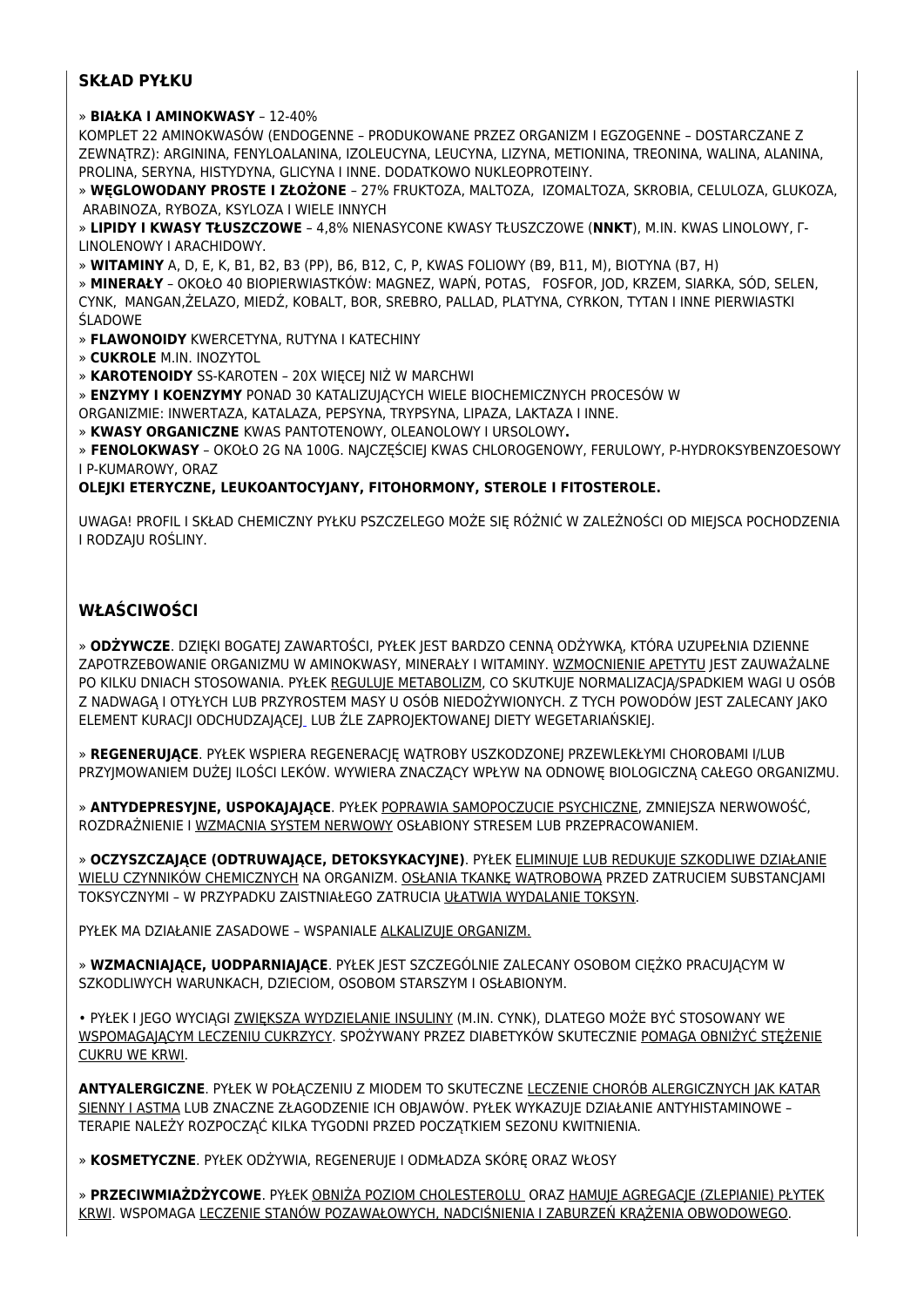## SKŁAD PYŁKU

» **BIAŁKA I AMINOKWASY** – 12-40%
KOMPLET 22 AMINOKWASÓW (ENDOGENNE – PRODUKOWANE PRZEZ ORGANIZM I EGZOGENNE – DOSTARCZANE Z ZEWNĄTRZ): ARGININA, FENYLOALANINA, IZOLEUCYNA, LEUCYNA, LIZYNA, METIONINA, TREONINA, WALINA, ALANINA, PROLINA, SERYNA, HISTYDYNA, GLICYNA I INNE. DODATKOWO NUKLEOPROTEINY.

» **WĘGLOWODANY PROSTE I ZŁOŻONE** – 27% FRUKTOZA, MALTOZA, IZOMALTOZA, SKROBIA, CELULOZA, GLUKOZA, ARABINOZA, RYBOZA, KSYLOZA I WIELE INNYCH

» **LIPIDY I KWASY TŁUSZCZOWE** – 4,8% NIENASYCONE KWASY TŁUSZCZOWE (**NNKT**), M.IN. KWAS LINOLOWY, Γ-LINOLENOWY I ARACHIDOWY.

» **WITAMINY** A, D, E, K, B1, B2, B3 (PP), B6, B12, C, P, KWAS FOLIOWY (B9, B11, M), BIOTYNA (B7, H)

» **MINERAŁY** – OKOŁO 40 BIOPIERWIASTKÓW: MAGNEZ, WAPŃ, POTAS, FOSFOR, JOD, KRZEM, SIARKA, SÓD, SELEN, CYNK, MANGAN,ŻELAZO, MIEDŹ, KOBALT, BOR, SREBRO, PALLAD, PLATYNA, CYRKON, TYTAN I INNE PIERWIASTKI ŚLADOWE

» **FLAWONOIDY** KWERCETYNA, RUTYNA I KATECHINY

» **CUKROLE** M.IN. INOZYTOL

» **KAROTENOIDY** SS-KAROTEN – 20X WIĘCEJ NIŻ W MARCHWI

» **ENZYMY I KOENZYMY** PONAD 30 KATALIZUJĄCYCH WIELE BIOCHEMICZNYCH PROCESÓW W ORGANIZMIE: INWERTAZA, KATALAZA, PEPSYNA, TRYPSYNA, LIPAZA, LAKTAZA I INNE.

» **KWASY ORGANICZNE** KWAS PANTOTENOWY, OLEANOLOWY I URSOLOWY**.**

» **FENOLOKWASY** – OKOŁO 2G NA 100G. NAJCZĘŚCIEJ KWAS CHLOROGENOWY, FERULOWY, P-HYDROKSYBENZOESOWY I P-KUMAROWY, ORAZ

**OLEJKI ETERYCZNE, LEUKOANTOCYJANY, FITOHORMONY, STEROLE I FITOSTEROLE.**

UWAGA! PROFIL I SKŁAD CHEMICZNY PYŁKU PSZCZELEGO MOŻE SIĘ RÓŻNIĆ W ZALEŻNOŚCI OD MIEJSCA POCHODZENIA I RODZAJU ROŚLINY.

## WŁAŚCIWOŚCI

» **ODŻYWCZE**. DZIĘKI BOGATEJ ZAWARTOŚCI, PYŁEK JEST BARDZO CENNĄ ODŻYWKĄ, KTÓRA UZUPEŁNIA DZIENNE ZAPOTRZEBOWANIE ORGANIZMU W AMINOKWASY, MINERAŁY I WITAMINY. WZMOCNIENIE APETYTU JEST ZAUWAŻALNE PO KILKU DNIACH STOSOWANIA. PYŁEK REGULUJE METABOLIZM, CO SKUTKUJE NORMALIZACJĄ/SPADKIEM WAGI U OSÓB Z NADWAGĄ I OTYŁYCH LUB PRZYROSTEM MASY U OSÓB NIEDOŻYWIONYCH. Z TYCH POWODÓW JEST ZALECANY JAKO ELEMENT KURACJI ODCHUDZAJĄCEJ LUB ŹLE ZAPROJEKTOWANEJ DIETY WEGETARIAŃSKIEJ.

» **REGENERUJĄCE**. PYŁEK WSPIERA REGENERACJĘ WĄTROBY USZKODZONEJ PRZEWLEKŁYMI CHOROBAMI I/LUB PRZYJMOWANIEM DUŻEJ ILOŚCI LEKÓW. WYWIERA ZNACZĄCY WPŁYW NA ODNOWĘ BIOLOGICZNĄ CAŁEGO ORGANIZMU.

» **ANTYDEPRESYJNE, USPOKAJAJĄCE**. PYŁEK POPRAWIA SAMOPOCZUCIE PSYCHICZNE, ZMNIEJSZA NERWOWOŚĆ, ROZDRAŻNIENIE I WZMACNIA SYSTEM NERWOWY OSŁABIONY STRESEM LUB PRZEPRACOWANIEM.

» **OCZYSZCZAJĄCE (ODTRUWAJĄCE, DETOKSYKACYJNE)**. PYŁEK ELIMINUJE LUB REDUKUJE SZKODLIWE DZIAŁANIE WIELU CZYNNIKÓW CHEMICZNYCH NA ORGANIZM. OSŁANIA TKANKĘ WĄTROBOWĄ PRZED ZATRUCIEM SUBSTANCJAMI TOKSYCZNYMI – W PRZYPADKU ZAISTNIAŁEGO ZATRUCIA UŁATWIA WYDALANIE TOKSYN.

PYŁEK MA DZIAŁANIE ZASADOWE – WSPANIALE ALKALIZUJE ORGANIZM.

» **WZMACNIAJĄCE, UODPARNIAJĄCE**. PYŁEK JEST SZCZEGÓLNIE ZALECANY OSOBOM CIĘŻKO PRACUJĄCYM W SZKODLIWYCH WARUNKACH, DZIECIOM, OSOBOM STARSZYM I OSŁABIONYM.

• PYŁEK I JEGO WYCIĄGI ZWIĘKSZA WYDZIELANIE INSULINY (M.IN. CYNK), DLATEGO MOŻE BYĆ STOSOWANY WE WSPOMAGAJĄCYM LECZENIU CUKRZYCY. SPOŻYWANY PRZEZ DIABETYKÓW SKUTECZNIE POMAGA OBNIŻYĆ STĘŻENIE CUKRU WE KRWI.

**ANTYALERGICZNE**. PYŁEK W POŁĄCZENIU Z MIODEM TO SKUTECZNE LECZENIE CHORÓB ALERGICZNYCH JAK KATAR SIENNY I ASTMA LUB ZNACZNE ZŁAGODZENIE ICH OBJAWÓW. PYŁEK WYKAZUJE DZIAŁANIE ANTYHISTAMINOWE – TERAPIE NALEŻY ROZPOCZĄĆ KILKA TYGODNI PRZED POCZĄTKIEM SEZONU KWITNIENIA.

» **KOSMETYCZNE**. PYŁEK ODŻYWIA, REGENERUJE I ODMŁADZA SKÓRĘ ORAZ WŁOSY

» **PRZECIWMIAŻDŻYCOWE**. PYŁEK OBNIŻA POZIOM CHOLESTEROLU ORAZ HAMUJE AGREGACJE (ZLEPIANIE) PŁYTEK KRWI. WSPOMAGA LECZENIE STANÓW POZAWAŁOWYCH, NADCIŚNIENIA I ZABURZEŃ KRĄŻENIA OBWODOWEGO.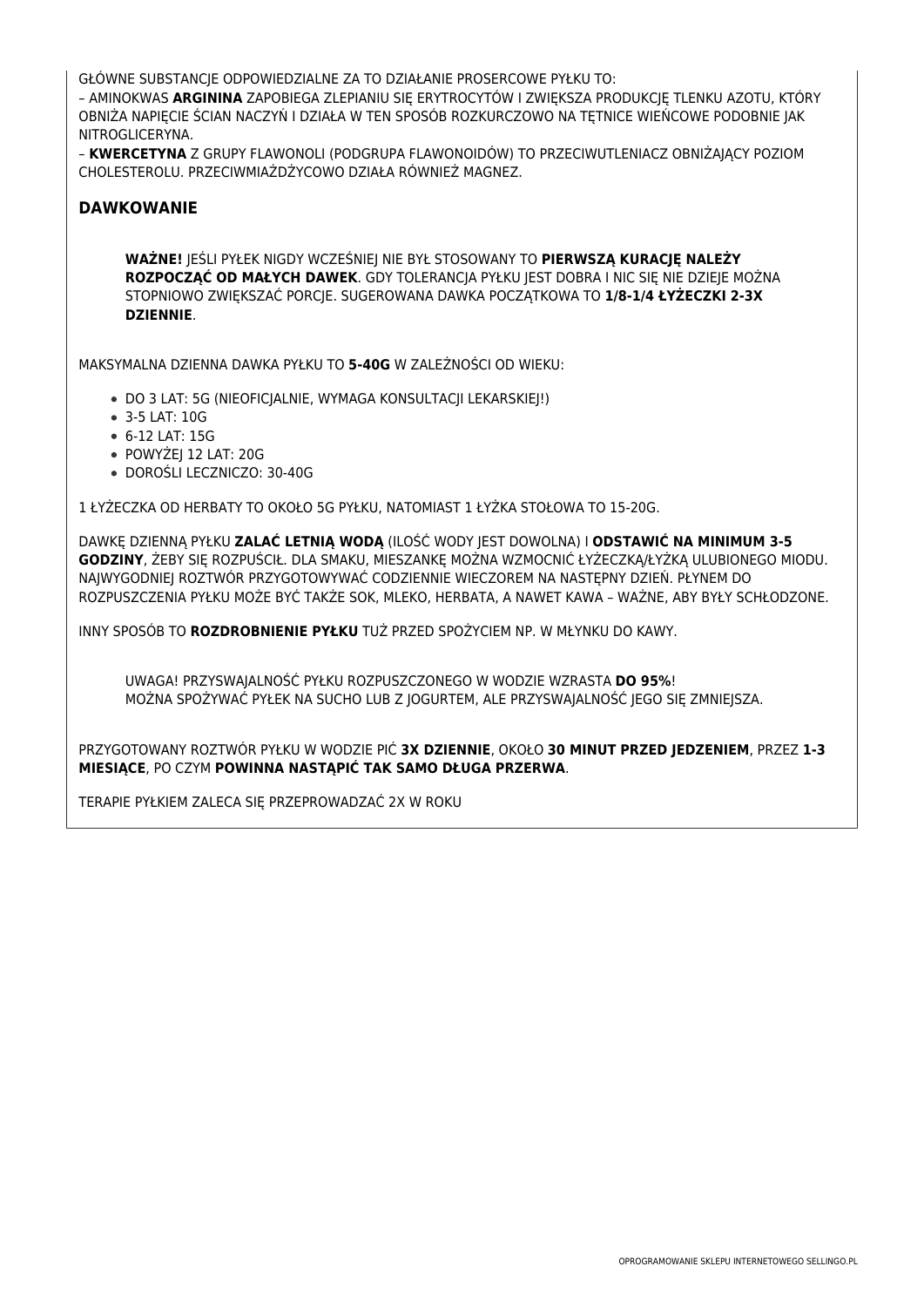GŁÓWNE SUBSTANCJE ODPOWIEDZIALNE ZA TO DZIAŁANIE PROSERCOWE PYŁKU TO:

– AMINOKWAS **ARGININA** ZAPOBIEGA ZLEPIANIU SIĘ ERYTROCYTÓW I ZWIĘKSZA PRODUKCJĘ TLENKU AZOTU, KTÓRY OBNIŻA NAPIĘCIE ŚCIAN NACZYŃ I DZIAŁA W TEN SPOSÓB ROZKURCZOWO NA TĘTNICE WIEŃCOWE PODOBNIE JAK NITROGLICERYNA.

– **KWERCETYNA** Z GRUPY FLAWONOLI (PODGRUPA FLAWONOIDÓW) TO PRZECIWUTLENIACZ OBNIŻAJĄCY POZIOM CHOLESTEROLU. PRZECIWMIAŻDŻYCOWO DZIAŁA RÓWNIEŻ MAGNEZ.

## DAWKOWANIE

> **WAŻNE!** JEŚLI PYŁEK NIGDY WCZEŚNIEJ NIE BYŁ STOSOWANY TO **PIERWSZĄ KURACJĘ NALEŻY ROZPOCZĄĆ OD MAŁYCH DAWEK**. GDY TOLERANCJA PYŁKU JEST DOBRA I NIC SIĘ NIE DZIEJE MOŻNA STOPNIOWO ZWIĘKSZAĆ PORCJE. SUGEROWANA DAWKA POCZĄTKOWA TO **1/8-1/4 ŁYŻECZKI 2-3X DZIENNIE**.

MAKSYMALNA DZIENNA DAWKA PYŁKU TO **5-40G** W ZALEŻNOŚCI OD WIEKU:

- DO 3 LAT: 5G (NIEOFICJALNIE, WYMAGA KONSULTACJI LEKARSKIEJ!)
- 3-5 LAT: 10G
- 6-12 LAT: 15G
- POWYŻEJ 12 LAT: 20G
- DOROŚLI LECZNICZO: 30-40G

1 ŁYŻECZKA OD HERBATY TO OKOŁO 5G PYŁKU, NATOMIAST 1 ŁYŻKA STOŁOWA TO 15-20G.

DAWKĘ DZIENNĄ PYŁKU **ZALAĆ LETNIĄ WODĄ** (ILOŚĆ WODY JEST DOWOLNA) I **ODSTAWIĆ NA MINIMUM 3-5 GODZINY**, ŻEBY SIĘ ROZPUŚCIŁ. DLA SMAKU, MIESZANKĘ MOŻNA WZMOCNIĆ ŁYŻECZKĄ/ŁYŻKĄ ULUBIONEGO MIODU. NAJWYGODNIEJ ROZTWÓR PRZYGOTOWYWAĆ CODZIENNIE WIECZOREM NA NASTĘPNY DZIEŃ. PŁYNEM DO ROZPUSZCZENIA PYŁKU MOŻE BYĆ TAKŻE SOK, MLEKO, HERBATA, A NAWET KAWA – WAŻNE, ABY BYŁY SCHŁODZONE.

INNY SPOSÓB TO **ROZDROBNIENIE PYŁKU** TUŻ PRZED SPOŻYCIEM NP. W MŁYNKU DO KAWY.

> UWAGA! PRZYSWAJALNOŚĆ PYŁKU ROZPUSZCZONEGO W WODZIE WZRASTA **DO 95%**!
> MOŻNA SPOŻYWAĆ PYŁEK NA SUCHO LUB Z JOGURTEM, ALE PRZYSWAJALNOŚĆ JEGO SIĘ ZMNIEJSZA.

PRZYGOTOWANY ROZTWÓR PYŁKU W WODZIE PIĆ **3X DZIENNIE**, OKOŁO **30 MINUT PRZED JEDZENIEM**, PRZEZ **1-3 MIESIĄCE**, PO CZYM **POWINNA NASTĄPIĆ TAK SAMO DŁUGA PRZERWA**.

TERAPIE PYŁKIEM ZALECA SIĘ PRZEPROWADZAĆ 2X W ROKU